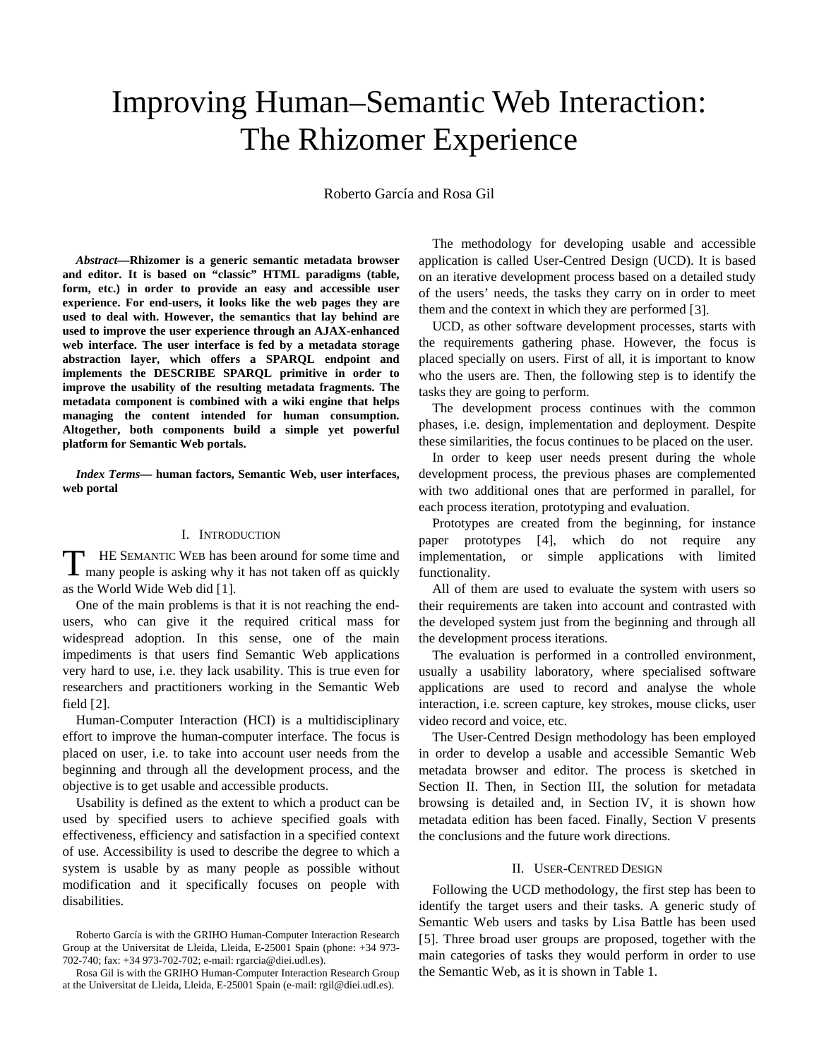# Improving Human–Semantic Web Interaction: The Rhizomer Experience

Roberto García and Rosa Gil

***Abstract*—Rhizomer is a generic semantic metadata browser and editor. It is based on "classic" HTML paradigms (table, form, etc.) in order to provide an easy and accessible user experience. For end-users, it looks like the web pages they are used to deal with. However, the semantics that lay behind are used to improve the user experience through an AJAX-enhanced web interface. The user interface is fed by a metadata storage abstraction layer, which offers a SPARQL endpoint and implements the DESCRIBE SPARQL primitive in order to improve the usability of the resulting metadata fragments. The metadata component is combined with a wiki engine that helps managing the content intended for human consumption. Altogether, both components build a simple yet powerful platform for Semantic Web portals.**

***Index Terms*— human factors, Semantic Web, user interfaces, web portal**

## I. Introduction

The Semantic Web has been around for some time and many people is asking why it has not taken off as quickly as the World Wide Web did [1].

One of the main problems is that it is not reaching the end-users, who can give it the required critical mass for widespread adoption. In this sense, one of the main impediments is that users find Semantic Web applications very hard to use, i.e. they lack usability. This is true even for researchers and practitioners working in the Semantic Web field [2].

Human-Computer Interaction (HCI) is a multidisciplinary effort to improve the human-computer interface. The focus is placed on user, i.e. to take into account user needs from the beginning and through all the development process, and the objective is to get usable and accessible products.

Usability is defined as the extent to which a product can be used by specified users to achieve specified goals with effectiveness, efficiency and satisfaction in a specified context of use. Accessibility is used to describe the degree to which a system is usable by as many people as possible without modification and it specifically focuses on people with disabilities.

Roberto García is with the GRIHO Human-Computer Interaction Research Group at the Universitat de Lleida, Lleida, E-25001 Spain (phone: +34 973-702-740; fax: +34 973-702-702; e-mail: rgarcia@diei.udl.es).

Rosa Gil is with the GRIHO Human-Computer Interaction Research Group at the Universitat de Lleida, Lleida, E-25001 Spain (e-mail: rgil@diei.udl.es).

The methodology for developing usable and accessible application is called User-Centred Design (UCD). It is based on an iterative development process based on a detailed study of the users' needs, the tasks they carry on in order to meet them and the context in which they are performed [3].

UCD, as other software development processes, starts with the requirements gathering phase. However, the focus is placed specially on users. First of all, it is important to know who the users are. Then, the following step is to identify the tasks they are going to perform.

The development process continues with the common phases, i.e. design, implementation and deployment. Despite these similarities, the focus continues to be placed on the user.

In order to keep user needs present during the whole development process, the previous phases are complemented with two additional ones that are performed in parallel, for each process iteration, prototyping and evaluation.

Prototypes are created from the beginning, for instance paper prototypes [4], which do not require any implementation, or simple applications with limited functionality.

All of them are used to evaluate the system with users so their requirements are taken into account and contrasted with the developed system just from the beginning and through all the development process iterations.

The evaluation is performed in a controlled environment, usually a usability laboratory, where specialised software applications are used to record and analyse the whole interaction, i.e. screen capture, key strokes, mouse clicks, user video record and voice, etc.

The User-Centred Design methodology has been employed in order to develop a usable and accessible Semantic Web metadata browser and editor. The process is sketched in Section II. Then, in Section III, the solution for metadata browsing is detailed and, in Section IV, it is shown how metadata edition has been faced. Finally, Section V presents the conclusions and the future work directions.

## II. User-Centred Design

Following the UCD methodology, the first step has been to identify the target users and their tasks. A generic study of Semantic Web users and tasks by Lisa Battle has been used [5]. Three broad user groups are proposed, together with the main categories of tasks they would perform in order to use the Semantic Web, as it is shown in Table 1.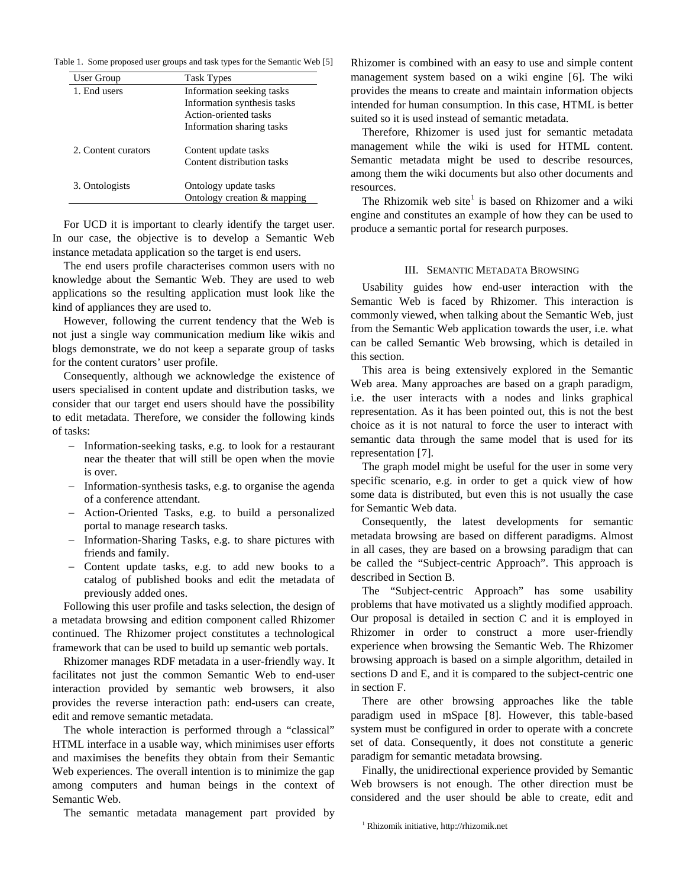Table 1. Some proposed user groups and task types for the Semantic Web [5]

| User Group | Task Types |
|---|---|
| 1. End users | Information seeking tasks<br>Information synthesis tasks<br>Action-oriented tasks<br>Information sharing tasks |
| 2. Content curators | Content update tasks<br>Content distribution tasks |
| 3. Ontologists | Ontology update tasks<br>Ontology creation & mapping |

For UCD it is important to clearly identify the target user. In our case, the objective is to develop a Semantic Web instance metadata application so the target is end users.

The end users profile characterises common users with no knowledge about the Semantic Web. They are used to web applications so the resulting application must look like the kind of appliances they are used to.

However, following the current tendency that the Web is not just a single way communication medium like wikis and blogs demonstrate, we do not keep a separate group of tasks for the content curators' user profile.

Consequently, although we acknowledge the existence of users specialised in content update and distribution tasks, we consider that our target end users should have the possibility to edit metadata. Therefore, we consider the following kinds of tasks:

- Information-seeking tasks, e.g. to look for a restaurant near the theater that will still be open when the movie is over.
- Information-synthesis tasks, e.g. to organise the agenda of a conference attendant.
- Action-Oriented Tasks, e.g. to build a personalized portal to manage research tasks.
- Information-Sharing Tasks, e.g. to share pictures with friends and family.
- Content update tasks, e.g. to add new books to a catalog of published books and edit the metadata of previously added ones.

Following this user profile and tasks selection, the design of a metadata browsing and edition component called Rhizomer continued. The Rhizomer project constitutes a technological framework that can be used to build up semantic web portals.

Rhizomer manages RDF metadata in a user-friendly way. It facilitates not just the common Semantic Web to end-user interaction provided by semantic web browsers, it also provides the reverse interaction path: end-users can create, edit and remove semantic metadata.

The whole interaction is performed through a "classical" HTML interface in a usable way, which minimises user efforts and maximises the benefits they obtain from their Semantic Web experiences. The overall intention is to minimize the gap among computers and human beings in the context of Semantic Web.

The semantic metadata management part provided by Rhizomer is combined with an easy to use and simple content management system based on a wiki engine [6]. The wiki provides the means to create and maintain information objects intended for human consumption. In this case, HTML is better suited so it is used instead of semantic metadata.

Therefore, Rhizomer is used just for semantic metadata management while the wiki is used for HTML content. Semantic metadata might be used to describe resources, among them the wiki documents but also other documents and resources.

The Rhizomik web site[1] is based on Rhizomer and a wiki engine and constitutes an example of how they can be used to produce a semantic portal for research purposes.

## III. Semantic Metadata Browsing

Usability guides how end-user interaction with the Semantic Web is faced by Rhizomer. This interaction is commonly viewed, when talking about the Semantic Web, just from the Semantic Web application towards the user, i.e. what can be called Semantic Web browsing, which is detailed in this section.

This area is being extensively explored in the Semantic Web area. Many approaches are based on a graph paradigm, i.e. the user interacts with a nodes and links graphical representation. As it has been pointed out, this is not the best choice as it is not natural to force the user to interact with semantic data through the same model that is used for its representation [7].

The graph model might be useful for the user in some very specific scenario, e.g. in order to get a quick view of how some data is distributed, but even this is not usually the case for Semantic Web data.

Consequently, the latest developments for semantic metadata browsing are based on different paradigms. Almost in all cases, they are based on a browsing paradigm that can be called the "Subject-centric Approach". This approach is described in Section B.

The "Subject-centric Approach" has some usability problems that have motivated us a slightly modified approach. Our proposal is detailed in section C and it is employed in Rhizomer in order to construct a more user-friendly experience when browsing the Semantic Web. The Rhizomer browsing approach is based on a simple algorithm, detailed in sections D and E, and it is compared to the subject-centric one in section F.

There are other browsing approaches like the table paradigm used in mSpace [8]. However, this table-based system must be configured in order to operate with a concrete set of data. Consequently, it does not constitute a generic paradigm for semantic metadata browsing.

Finally, the unidirectional experience provided by Semantic Web browsers is not enough. The other direction must be considered and the user should be able to create, edit and

[1] Rhizomik initiative, http://rhizomik.net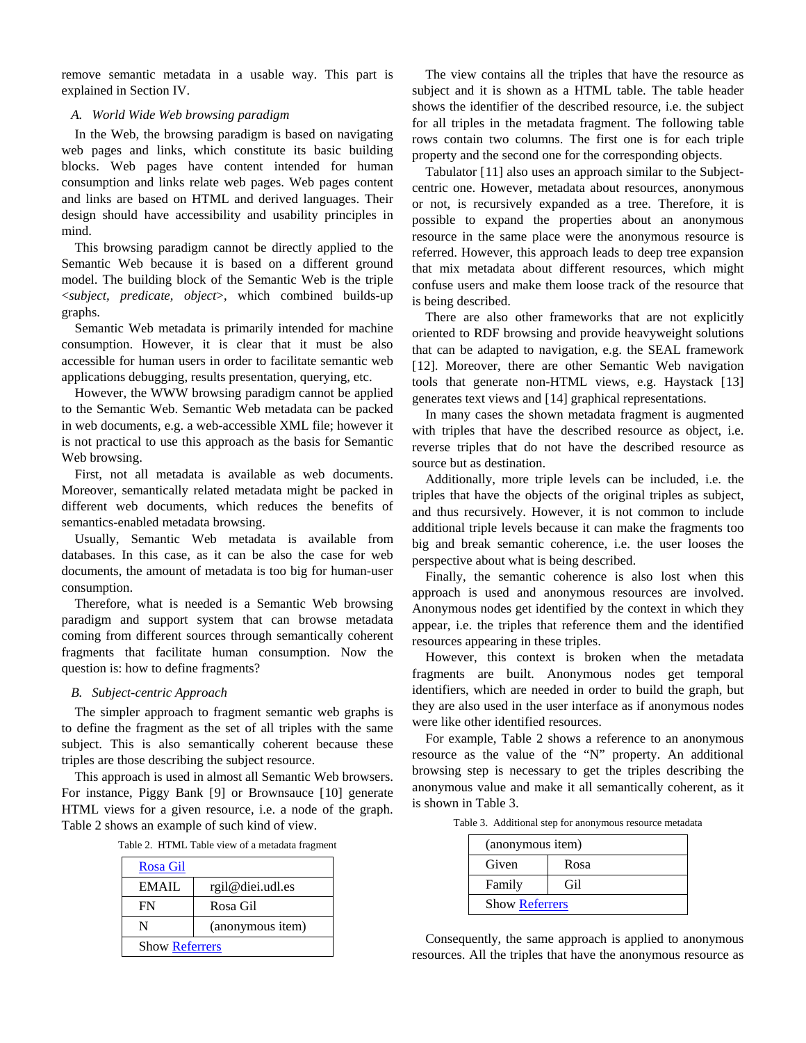remove semantic metadata in a usable way. This part is explained in Section IV.

### A. World Wide Web browsing paradigm

In the Web, the browsing paradigm is based on navigating web pages and links, which constitute its basic building blocks. Web pages have content intended for human consumption and links relate web pages. Web pages content and links are based on HTML and derived languages. Their design should have accessibility and usability principles in mind.

This browsing paradigm cannot be directly applied to the Semantic Web because it is based on a different ground model. The building block of the Semantic Web is the triple <*subject*, *predicate*, *object*>, which combined builds-up graphs.

Semantic Web metadata is primarily intended for machine consumption. However, it is clear that it must be also accessible for human users in order to facilitate semantic web applications debugging, results presentation, querying, etc.

However, the WWW browsing paradigm cannot be applied to the Semantic Web. Semantic Web metadata can be packed in web documents, e.g. a web-accessible XML file; however it is not practical to use this approach as the basis for Semantic Web browsing.

First, not all metadata is available as web documents. Moreover, semantically related metadata might be packed in different web documents, which reduces the benefits of semantics-enabled metadata browsing.

Usually, Semantic Web metadata is available from databases. In this case, as it can be also the case for web documents, the amount of metadata is too big for human-user consumption.

Therefore, what is needed is a Semantic Web browsing paradigm and support system that can browse metadata coming from different sources through semantically coherent fragments that facilitate human consumption. Now the question is: how to define fragments?

### B. Subject-centric Approach

The simpler approach to fragment semantic web graphs is to define the fragment as the set of all triples with the same subject. This is also semantically coherent because these triples are those describing the subject resource.

This approach is used in almost all Semantic Web browsers. For instance, Piggy Bank [9] or Brownsauce [10] generate HTML views for a given resource, i.e. a node of the graph. Table 2 shows an example of such kind of view.

Table 2. HTML Table view of a metadata fragment

| Rosa Gil | |
|---|---|
| EMAIL | rgil@diei.udl.es |
| FN | Rosa Gil |
| N | (anonymous item) |
| Show Referrers | |

The view contains all the triples that have the resource as subject and it is shown as a HTML table. The table header shows the identifier of the described resource, i.e. the subject for all triples in the metadata fragment. The following table rows contain two columns. The first one is for each triple property and the second one for the corresponding objects.

Tabulator [11] also uses an approach similar to the Subject-centric one. However, metadata about resources, anonymous or not, is recursively expanded as a tree. Therefore, it is possible to expand the properties about an anonymous resource in the same place were the anonymous resource is referred. However, this approach leads to deep tree expansion that mix metadata about different resources, which might confuse users and make them loose track of the resource that is being described.

There are also other frameworks that are not explicitly oriented to RDF browsing and provide heavyweight solutions that can be adapted to navigation, e.g. the SEAL framework [12]. Moreover, there are other Semantic Web navigation tools that generate non-HTML views, e.g. Haystack [13] generates text views and [14] graphical representations.

In many cases the shown metadata fragment is augmented with triples that have the described resource as object, i.e. reverse triples that do not have the described resource as source but as destination.

Additionally, more triple levels can be included, i.e. the triples that have the objects of the original triples as subject, and thus recursively. However, it is not common to include additional triple levels because it can make the fragments too big and break semantic coherence, i.e. the user looses the perspective about what is being described.

Finally, the semantic coherence is also lost when this approach is used and anonymous resources are involved. Anonymous nodes get identified by the context in which they appear, i.e. the triples that reference them and the identified resources appearing in these triples.

However, this context is broken when the metadata fragments are built. Anonymous nodes get temporal identifiers, which are needed in order to build the graph, but they are also used in the user interface as if anonymous nodes were like other identified resources.

For example, Table 2 shows a reference to an anonymous resource as the value of the "N" property. An additional browsing step is necessary to get the triples describing the anonymous value and make it all semantically coherent, as it is shown in Table 3.

Table 3. Additional step for anonymous resource metadata

| (anonymous item) | |
|---|---|
| Given | Rosa |
| Family | Gil |
| Show Referrers | |

Consequently, the same approach is applied to anonymous resources. All the triples that have the anonymous resource as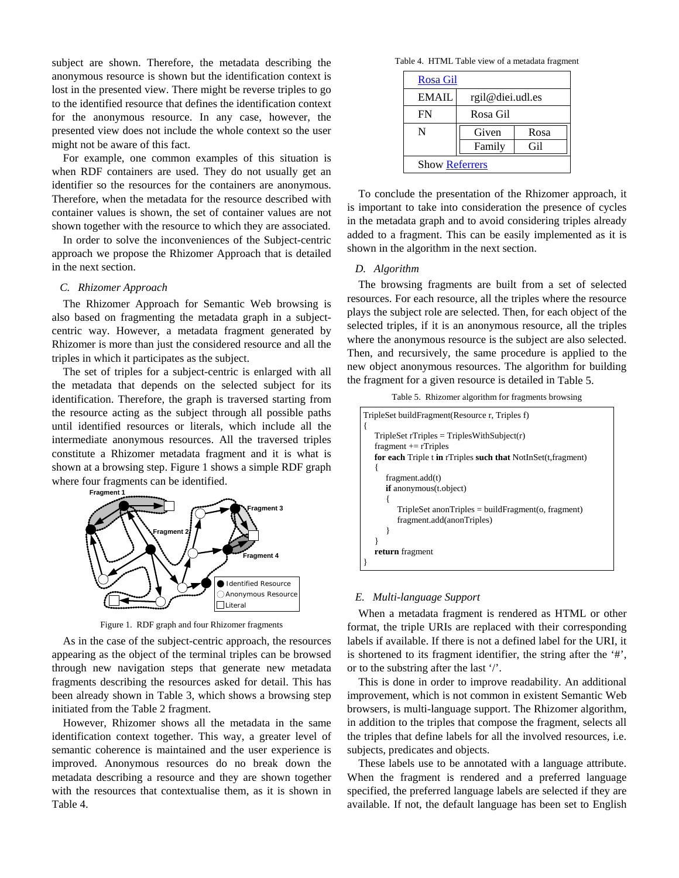subject are shown. Therefore, the metadata describing the anonymous resource is shown but the identification context is lost in the presented view. There might be reverse triples to go to the identified resource that defines the identification context for the anonymous resource. In any case, however, the presented view does not include the whole context so the user might not be aware of this fact.

For example, one common examples of this situation is when RDF containers are used. They do not usually get an identifier so the resources for the containers are anonymous. Therefore, when the metadata for the resource described with container values is shown, the set of container values are not shown together with the resource to which they are associated.

In order to solve the inconveniences of the Subject-centric approach we propose the Rhizomer Approach that is detailed in the next section.

### *C. Rhizomer Approach*

The Rhizomer Approach for Semantic Web browsing is also based on fragmenting the metadata graph in a subject-centric way. However, a metadata fragment generated by Rhizomer is more than just the considered resource and all the triples in which it participates as the subject.

The set of triples for a subject-centric is enlarged with all the metadata that depends on the selected subject for its identification. Therefore, the graph is traversed starting from the resource acting as the subject through all possible paths until identified resources or literals, which include all the intermediate anonymous resources. All the traversed triples constitute a Rhizomer metadata fragment and it is what is shown at a browsing step. Figure 1 shows a simple RDF graph where four fragments can be identified.

Figure 1. RDF graph and four Rhizomer fragments

As in the case of the subject-centric approach, the resources appearing as the object of the terminal triples can be browsed through new navigation steps that generate new metadata fragments describing the resources asked for detail. This has been already shown in Table 3, which shows a browsing step initiated from the Table 2 fragment.

However, Rhizomer shows all the metadata in the same identification context together. This way, a greater level of semantic coherence is maintained and the user experience is improved. Anonymous resources do no break down the metadata describing a resource and they are shown together with the resources that contextualise them, as it is shown in Table 4.

Table 4. HTML Table view of a metadata fragment

| Rosa Gil | | |
|---|---|---|
| EMAIL | rgil@diei.udl.es | |
| FN | Rosa Gil | |
| N | Given | Rosa |
| | Family | Gil |
| Show Referrers | | |

To conclude the presentation of the Rhizomer approach, it is important to take into consideration the presence of cycles in the metadata graph and to avoid considering triples already added to a fragment. This can be easily implemented as it is shown in the algorithm in the next section.

### *D. Algorithm*

The browsing fragments are built from a set of selected resources. For each resource, all the triples where the resource plays the subject role are selected. Then, for each object of the selected triples, if it is an anonymous resource, all the triples where the anonymous resource is the subject are also selected. Then, and recursively, the same procedure is applied to the new object anonymous resources. The algorithm for building the fragment for a given resource is detailed in Table 5.

Table 5. Rhizomer algorithm for fragments browsing

```
TripleSet buildFragment(Resource r, Triples f)
{
   TripleSet rTriples = TriplesWithSubject(r)
   fragment += rTriples
   for each Triple t in rTriples such that NotInSet(t,fragment)
   {
      fragment.add(t)
      if anonymous(t.object)
      {
         TripleSet anonTriples = buildFragment(o, fragment)
         fragment.add(anonTriples)
      }
   }
   return fragment
}
```

### *E. Multi-language Support*

When a metadata fragment is rendered as HTML or other format, the triple URIs are replaced with their corresponding labels if available. If there is not a defined label for the URI, it is shortened to its fragment identifier, the string after the '#', or to the substring after the last '/'.

This is done in order to improve readability. An additional improvement, which is not common in existent Semantic Web browsers, is multi-language support. The Rhizomer algorithm, in addition to the triples that compose the fragment, selects all the triples that define labels for all the involved resources, i.e. subjects, predicates and objects.

These labels use to be annotated with a language attribute. When the fragment is rendered and a preferred language specified, the preferred language labels are selected if they are available. If not, the default language has been set to English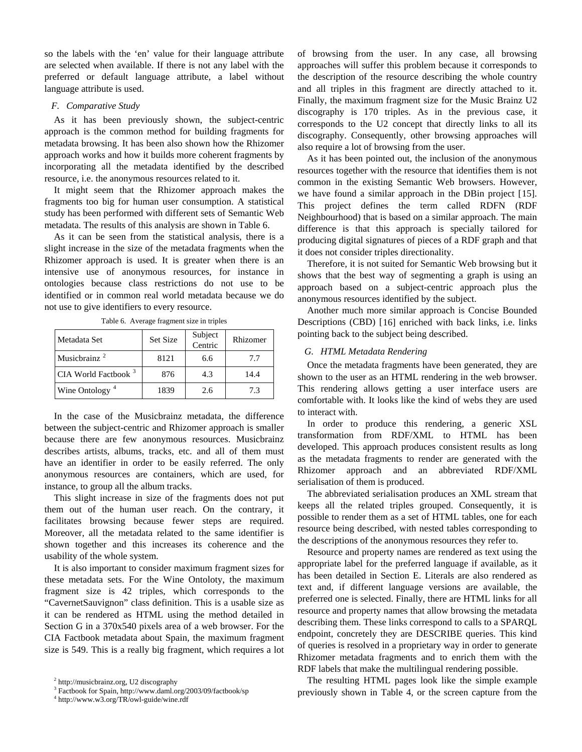so the labels with the 'en' value for their language attribute are selected when available. If there is not any label with the preferred or default language attribute, a label without language attribute is used.

### F. Comparative Study

As it has been previously shown, the subject-centric approach is the common method for building fragments for metadata browsing. It has been also shown how the Rhizomer approach works and how it builds more coherent fragments by incorporating all the metadata identified by the described resource, i.e. the anonymous resources related to it.

It might seem that the Rhizomer approach makes the fragments too big for human user consumption. A statistical study has been performed with different sets of Semantic Web metadata. The results of this analysis are shown in Table 6.

As it can be seen from the statistical analysis, there is a slight increase in the size of the metadata fragments when the Rhizomer approach is used. It is greater when there is an intensive use of anonymous resources, for instance in ontologies because class restrictions do not use to be identified or in common real world metadata because we do not use to give identifiers to every resource.

Table 6. Average fragment size in triples

| Metadata Set | Set Size | Subject Centric | Rhizomer |
|---|---|---|---|
| Musicbrainz [2] | 8121 | 6.6 | 7.7 |
| CIA World Factbook [3] | 876 | 4.3 | 14.4 |
| Wine Ontology [4] | 1839 | 2.6 | 7.3 |

In the case of the Musicbrainz metadata, the difference between the subject-centric and Rhizomer approach is smaller because there are few anonymous resources. Musicbrainz describes artists, albums, tracks, etc. and all of them must have an identifier in order to be easily referred. The only anonymous resources are containers, which are used, for instance, to group all the album tracks.

This slight increase in size of the fragments does not put them out of the human user reach. On the contrary, it facilitates browsing because fewer steps are required. Moreover, all the metadata related to the same identifier is shown together and this increases its coherence and the usability of the whole system.

It is also important to consider maximum fragment sizes for these metadata sets. For the Wine Ontoloty, the maximum fragment size is 42 triples, which corresponds to the "CavernetSauvignon" class definition. This is a usable size as it can be rendered as HTML using the method detailed in Section G in a 370x540 pixels area of a web browser. For the CIA Factbook metadata about Spain, the maximum fragment size is 549. This is a really big fragment, which requires a lot of browsing from the user. In any case, all browsing approaches will suffer this problem because it corresponds to the description of the resource describing the whole country and all triples in this fragment are directly attached to it. Finally, the maximum fragment size for the Music Brainz U2 discography is 170 triples. As in the previous case, it corresponds to the U2 concept that directly links to all its discography. Consequently, other browsing approaches will also require a lot of browsing from the user.

As it has been pointed out, the inclusion of the anonymous resources together with the resource that identifies them is not common in the existing Semantic Web browsers. However, we have found a similar approach in the DBin project [15]. This project defines the term called RDFN (RDF Neighbourhood) that is based on a similar approach. The main difference is that this approach is specially tailored for producing digital signatures of pieces of a RDF graph and that it does not consider triples directionality.

Therefore, it is not suited for Semantic Web browsing but it shows that the best way of segmenting a graph is using an approach based on a subject-centric approach plus the anonymous resources identified by the subject.

Another much more similar approach is Concise Bounded Descriptions (CBD) [16] enriched with back links, i.e. links pointing back to the subject being described.

### G. HTML Metadata Rendering

Once the metadata fragments have been generated, they are shown to the user as an HTML rendering in the web browser. This rendering allows getting a user interface users are comfortable with. It looks like the kind of webs they are used to interact with.

In order to produce this rendering, a generic XSL transformation from RDF/XML to HTML has been developed. This approach produces consistent results as long as the metadata fragments to render are generated with the Rhizomer approach and an abbreviated RDF/XML serialisation of them is produced.

The abbreviated serialisation produces an XML stream that keeps all the related triples grouped. Consequently, it is possible to render them as a set of HTML tables, one for each resource being described, with nested tables corresponding to the descriptions of the anonymous resources they refer to.

Resource and property names are rendered as text using the appropriate label for the preferred language if available, as it has been detailed in Section E. Literals are also rendered as text and, if different language versions are available, the preferred one is selected. Finally, there are HTML links for all resource and property names that allow browsing the metadata describing them. These links correspond to calls to a SPARQL endpoint, concretely they are DESCRIBE queries. This kind of queries is resolved in a proprietary way in order to generate Rhizomer metadata fragments and to enrich them with the RDF labels that make the multilingual rendering possible.

The resulting HTML pages look like the simple example previously shown in Table 4, or the screen capture from the

[2] http://musicbrainz.org, U2 discography
[3] Factbook for Spain, http://www.daml.org/2003/09/factbook/sp
[4] http://www.w3.org/TR/owl-guide/wine.rdf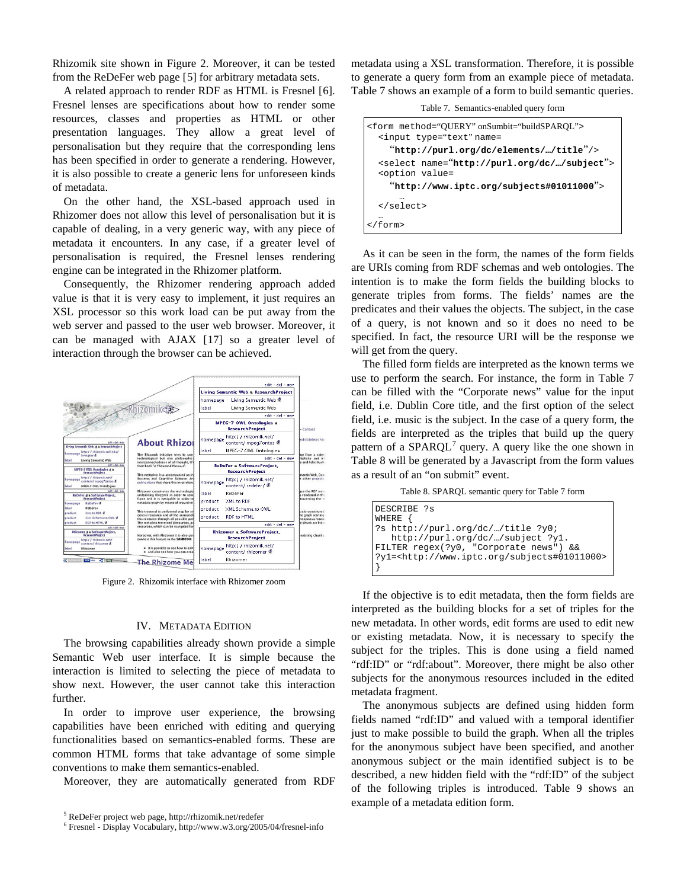Rhizomik site shown in Figure 2. Moreover, it can be tested from the ReDeFer web page [5] for arbitrary metadata sets.

A related approach to render RDF as HTML is Fresnel [6]. Fresnel lenses are specifications about how to render some resources, classes and properties as HTML or other presentation languages. They allow a great level of personalisation but they require that the corresponding lens has been specified in order to generate a rendering. However, it is also possible to create a generic lens for unforeseen kinds of metadata.

On the other hand, the XSL-based approach used in Rhizomer does not allow this level of personalisation but it is capable of dealing, in a very generic way, with any piece of metadata it encounters. In any case, if a greater level of personalisation is required, the Fresnel lenses rendering engine can be integrated in the Rhizomer platform.

Consequently, the Rhizomer rendering approach added value is that it is very easy to implement, it just requires an XSL processor so this work load can be put away from the web server and passed to the user web browser. Moreover, it can be managed with AJAX [17] so a greater level of interaction through the browser can be achieved.

Figure 2. Rhizomik interface with Rhizomer zoom

## IV. Metadata Edition

The browsing capabilities already shown provide a simple Semantic Web user interface. It is simple because the interaction is limited to selecting the piece of metadata to show next. However, the user cannot take this interaction further.

In order to improve user experience, the browsing capabilities have been enriched with editing and querying functionalities based on semantics-enabled forms. These are common HTML forms that take advantage of some simple conventions to make them semantics-enabled.

Moreover, they are automatically generated from RDF metadata using a XSL transformation. Therefore, it is possible to generate a query form from an example piece of metadata. Table 7 shows an example of a form to build semantic queries.

Table 7. Semantics-enabled query form

```
<form method="QUERY" onSumbit="buildSPARQL">
  <input type="text" name=
    "http://purl.org/dc/elements/…/title"/>
  <select name="http://purl.org/dc/…/subject">
  <option value=
    "http://www.iptc.org/subjects#01011000">
    …
  </select>
  …
</form>
```

As it can be seen in the form, the names of the form fields are URIs coming from RDF schemas and web ontologies. The intention is to make the form fields the building blocks to generate triples from forms. The fields' names are the predicates and their values the objects. The subject, in the case of a query, is not known and so it does no need to be specified. In fact, the resource URI will be the response we will get from the query.

The filled form fields are interpreted as the known terms we use to perform the search. For instance, the form in Table 7 can be filled with the "Corporate news" value for the input field, i.e. Dublin Core title, and the first option of the select field, i.e. music is the subject. In the case of a query form, the fields are interpreted as the triples that build up the query pattern of a SPARQL[7] query. A query like the one shown in Table 8 will be generated by a Javascript from the form values as a result of an "on submit" event.

Table 8. SPARQL semantic query for Table 7 form

```
DESCRIBE ?s
WHERE {
?s http://purl.org/dc/…/title ?y0;
   http://purl.org/dc/…/subject ?y1.
FILTER regex(?y0, "Corporate news") &&
?y1=<http://www.iptc.org/subjects#01011000>
}
```

If the objective is to edit metadata, then the form fields are interpreted as the building blocks for a set of triples for the new metadata. In other words, edit forms are used to edit new or existing metadata. Now, it is necessary to specify the subject for the triples. This is done using a field named "rdf:ID" or "rdf:about". Moreover, there might be also other subjects for the anonymous resources included in the edited metadata fragment.

The anonymous subjects are defined using hidden form fields named "rdf:ID" and valued with a temporal identifier just to make possible to build the graph. When all the triples for the anonymous subject have been specified, and another anonymous subject or the main identified subject is to be described, a new hidden field with the "rdf:ID" of the subject of the following triples is introduced. Table 9 shows an example of a metadata edition form.

[5] ReDeFer project web page, http://rhizomik.net/redefer

[6] Fresnel - Display Vocabulary, http://www.w3.org/2005/04/fresnel-info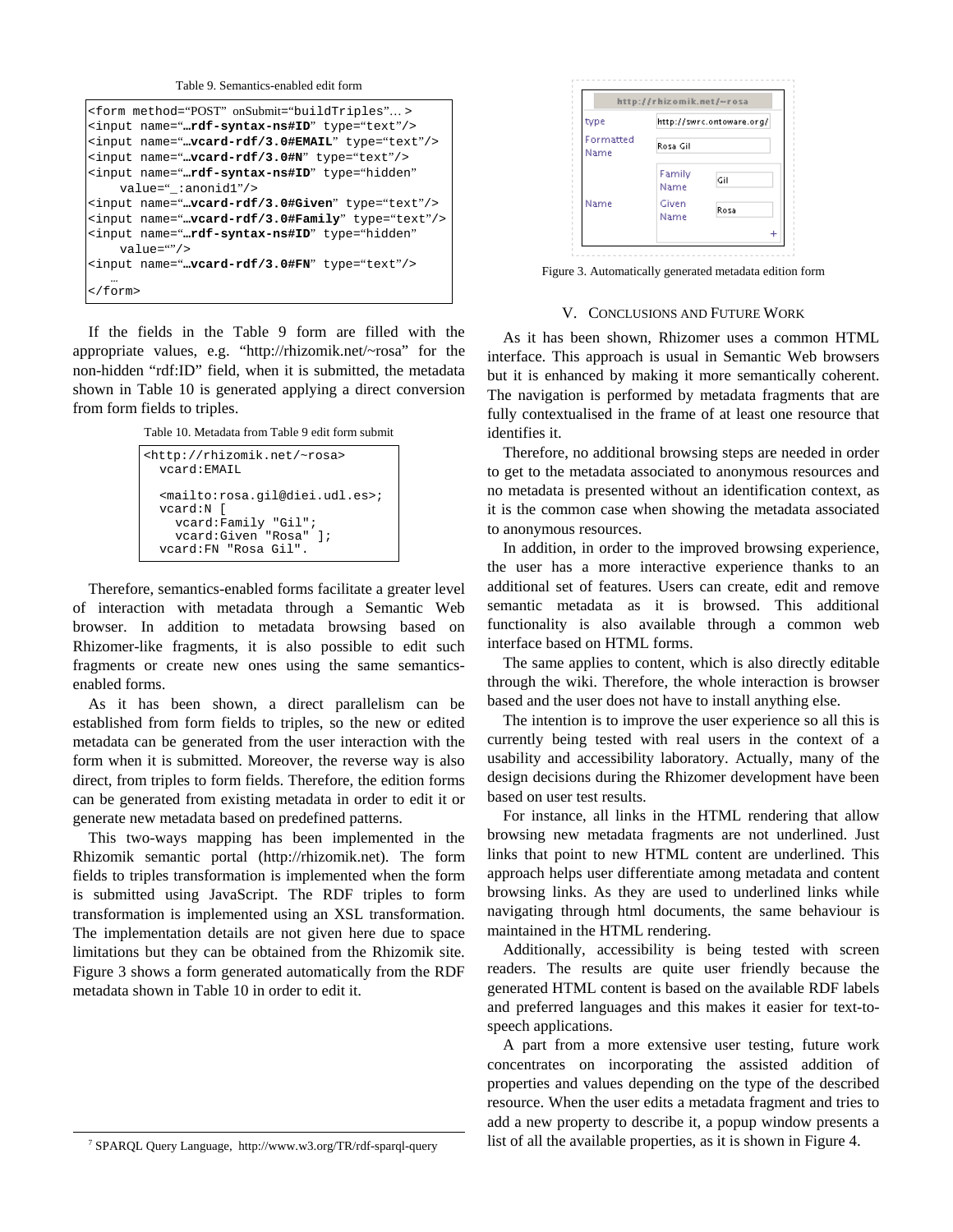Table 9. Semantics-enabled edit form

```
<form method="POST" onSubmit="buildTriples"… >
<input name="…rdf-syntax-ns#ID" type="text"/>
<input name="…vcard-rdf/3.0#EMAIL" type="text"/>
<input name="…vcard-rdf/3.0#N" type="text"/>
<input name="…rdf-syntax-ns#ID" type="hidden"
     value="_:anonid1"/>
<input name="…vcard-rdf/3.0#Given" type="text"/>
<input name="…vcard-rdf/3.0#Family" type="text"/>
<input name="…rdf-syntax-ns#ID" type="hidden"
     value=""/>
<input name="…vcard-rdf/3.0#FN" type="text"/>
    …
</form>
```

If the fields in the Table 9 form are filled with the appropriate values, e.g. "http://rhizomik.net/~rosa" for the non-hidden "rdf:ID" field, when it is submitted, the metadata shown in Table 10 is generated applying a direct conversion from form fields to triples.

Table 10. Metadata from Table 9 edit form submit

```
<http://rhizomik.net/~rosa>
  vcard:EMAIL

  <mailto:rosa.gil@diei.udl.es>;
  vcard:N [
    vcard:Family "Gil";
    vcard:Given "Rosa" ];
  vcard:FN "Rosa Gil".
```

Therefore, semantics-enabled forms facilitate a greater level of interaction with metadata through a Semantic Web browser. In addition to metadata browsing based on Rhizomer-like fragments, it is also possible to edit such fragments or create new ones using the same semantics-enabled forms.

As it has been shown, a direct parallelism can be established from form fields to triples, so the new or edited metadata can be generated from the user interaction with the form when it is submitted. Moreover, the reverse way is also direct, from triples to form fields. Therefore, the edition forms can be generated from existing metadata in order to edit it or generate new metadata based on predefined patterns.

This two-ways mapping has been implemented in the Rhizomik semantic portal (http://rhizomik.net). The form fields to triples transformation is implemented when the form is submitted using JavaScript. The RDF triples to form transformation is implemented using an XSL transformation. The implementation details are not given here due to space limitations but they can be obtained from the Rhizomik site. Figure 3 shows a form generated automatically from the RDF metadata shown in Table 10 in order to edit it.

Figure 3. Automatically generated metadata edition form

## V. Conclusions and Future Work

As it has been shown, Rhizomer uses a common HTML interface. This approach is usual in Semantic Web browsers but it is enhanced by making it more semantically coherent. The navigation is performed by metadata fragments that are fully contextualised in the frame of at least one resource that identifies it.

Therefore, no additional browsing steps are needed in order to get to the metadata associated to anonymous resources and no metadata is presented without an identification context, as it is the common case when showing the metadata associated to anonymous resources.

In addition, in order to the improved browsing experience, the user has a more interactive experience thanks to an additional set of features. Users can create, edit and remove semantic metadata as it is browsed. This additional functionality is also available through a common web interface based on HTML forms.

The same applies to content, which is also directly editable through the wiki. Therefore, the whole interaction is browser based and the user does not have to install anything else.

The intention is to improve the user experience so all this is currently being tested with real users in the context of a usability and accessibility laboratory. Actually, many of the design decisions during the Rhizomer development have been based on user test results.

For instance, all links in the HTML rendering that allow browsing new metadata fragments are not underlined. Just links that point to new HTML content are underlined. This approach helps user differentiate among metadata and content browsing links. As they are used to underlined links while navigating through html documents, the same behaviour is maintained in the HTML rendering.

Additionally, accessibility is being tested with screen readers. The results are quite user friendly because the generated HTML content is based on the available RDF labels and preferred languages and this makes it easier for text-to-speech applications.

A part from a more extensive user testing, future work concentrates on incorporating the assisted addition of properties and values depending on the type of the described resource. When the user edits a metadata fragment and tries to add a new property to describe it, a popup window presents a list of all the available properties, as it is shown in Figure 4.

[7] SPARQL Query Language, http://www.w3.org/TR/rdf-sparql-query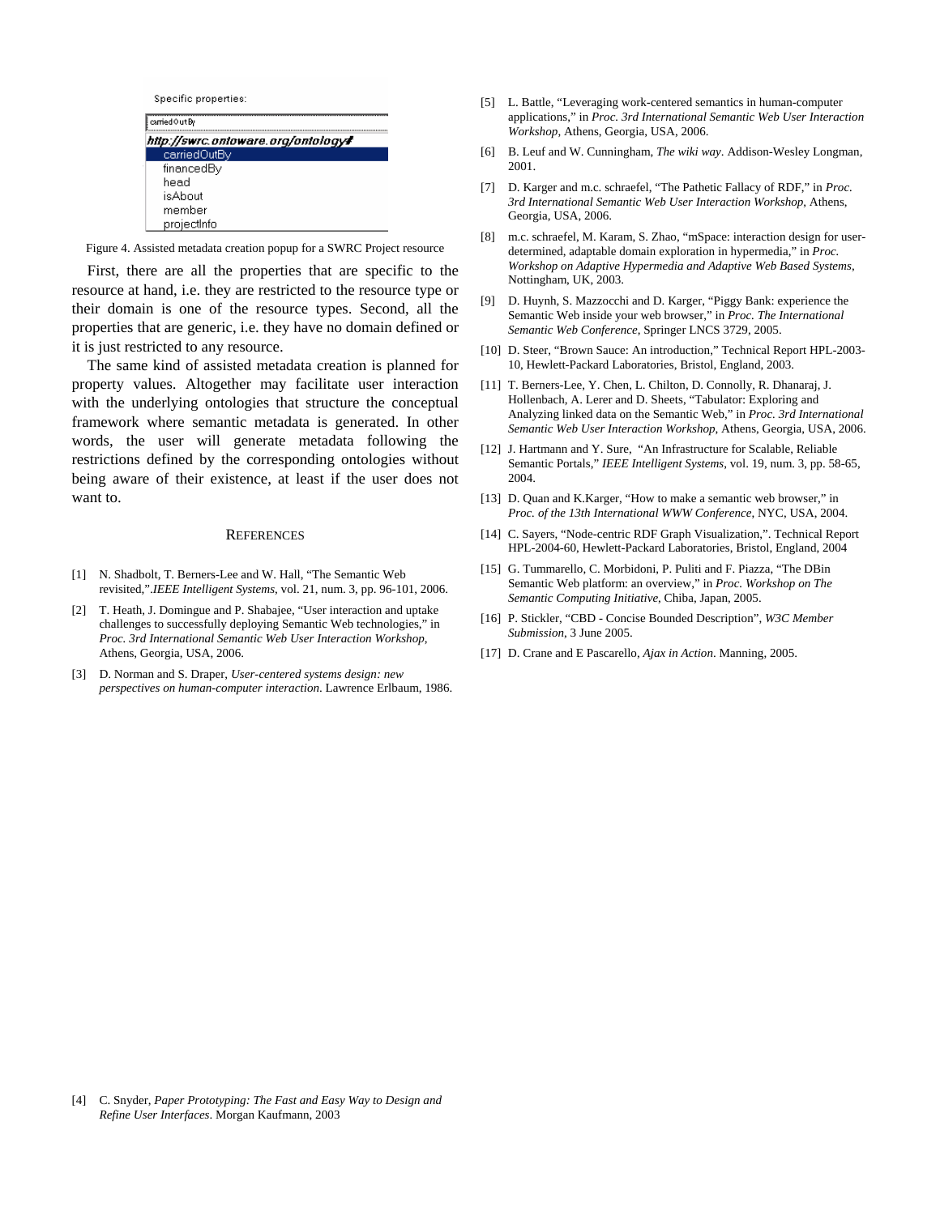Specific properties:

carriedOutBy

http://swrc.ontoware.org/ontology#
carriedOutBy
financedBy
head
isAbout
member
projectInfo

Figure 4. Assisted metadata creation popup for a SWRC Project resource

First, there are all the properties that are specific to the resource at hand, i.e. they are restricted to the resource type or their domain is one of the resource types. Second, all the properties that are generic, i.e. they have no domain defined or it is just restricted to any resource.

The same kind of assisted metadata creation is planned for property values. Altogether may facilitate user interaction with the underlying ontologies that structure the conceptual framework where semantic metadata is generated. In other words, the user will generate metadata following the restrictions defined by the corresponding ontologies without being aware of their existence, at least if the user does not want to.

## References

[1] N. Shadbolt, T. Berners-Lee and W. Hall, "The Semantic Web revisited,".*IEEE Intelligent Systems*, vol. 21, num. 3, pp. 96-101, 2006.

[2] T. Heath, J. Domingue and P. Shabajee, "User interaction and uptake challenges to successfully deploying Semantic Web technologies," in *Proc. 3rd International Semantic Web User Interaction Workshop*, Athens, Georgia, USA, 2006.

[3] D. Norman and S. Draper, *User-centered systems design: new perspectives on human-computer interaction*. Lawrence Erlbaum, 1986.

[4] C. Snyder, *Paper Prototyping: The Fast and Easy Way to Design and Refine User Interfaces*. Morgan Kaufmann, 2003

[5] L. Battle, "Leveraging work-centered semantics in human-computer applications," in *Proc. 3rd International Semantic Web User Interaction Workshop*, Athens, Georgia, USA, 2006.

[6] B. Leuf and W. Cunningham, *The wiki way*. Addison-Wesley Longman, 2001.

[7] D. Karger and m.c. schraefel, "The Pathetic Fallacy of RDF," in *Proc. 3rd International Semantic Web User Interaction Workshop*, Athens, Georgia, USA, 2006.

[8] m.c. schraefel, M. Karam, S. Zhao, "mSpace: interaction design for user-determined, adaptable domain exploration in hypermedia," in *Proc. Workshop on Adaptive Hypermedia and Adaptive Web Based Systems*, Nottingham, UK, 2003.

[9] D. Huynh, S. Mazzocchi and D. Karger, "Piggy Bank: experience the Semantic Web inside your web browser," in *Proc. The International Semantic Web Conference*, Springer LNCS 3729, 2005.

[10] D. Steer, "Brown Sauce: An introduction," Technical Report HPL-2003-10, Hewlett-Packard Laboratories, Bristol, England, 2003.

[11] T. Berners-Lee, Y. Chen, L. Chilton, D. Connolly, R. Dhanaraj, J. Hollenbach, A. Lerer and D. Sheets, "Tabulator: Exploring and Analyzing linked data on the Semantic Web," in *Proc. 3rd International Semantic Web User Interaction Workshop*, Athens, Georgia, USA, 2006.

[12] J. Hartmann and Y. Sure, "An Infrastructure for Scalable, Reliable Semantic Portals," *IEEE Intelligent Systems*, vol. 19, num. 3, pp. 58-65, 2004.

[13] D. Quan and K.Karger, "How to make a semantic web browser," in *Proc. of the 13th International WWW Conference*, NYC, USA, 2004.

[14] C. Sayers, "Node-centric RDF Graph Visualization,". Technical Report HPL-2004-60, Hewlett-Packard Laboratories, Bristol, England, 2004

[15] G. Tummarello, C. Morbidoni, P. Puliti and F. Piazza, "The DBin Semantic Web platform: an overview," in *Proc. Workshop on The Semantic Computing Initiative*, Chiba, Japan, 2005.

[16] P. Stickler, "CBD - Concise Bounded Description", *W3C Member Submission*, 3 June 2005.

[17] D. Crane and E Pascarello, *Ajax in Action*. Manning, 2005.